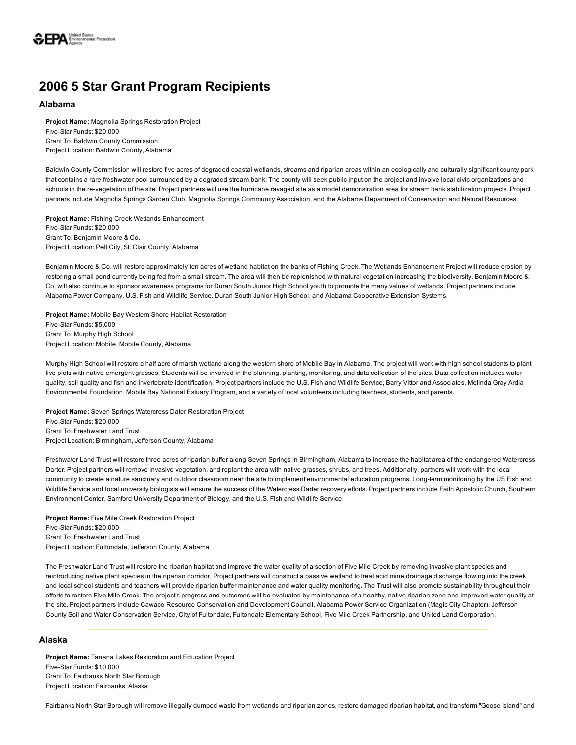# 2006 5 Star Grant Program Recipients

## Alabama

**Project Name:** Magnolia Springs Restoration Project
Five-Star Funds: $20,000
Grant To: Baldwin County Commission
Project Location: Baldwin County, Alabama

Baldwin County Commission will restore five acres of degraded coastal wetlands, streams and riparian areas within an ecologically and culturally significant county park that contains a rare freshwater pool surrounded by a degraded stream bank. The county will seek public input on the project and involve local civic organizations and schools in the re-vegetation of the site. Project partners will use the hurricane ravaged site as a model demonstration area for stream bank stabilization projects. Project partners include Magnolia Springs Garden Club, Magnolia Springs Community Association, and the Alabama Department of Conservation and Natural Resources.

**Project Name:** Fishing Creek Wetlands Enhancement
Five-Star Funds: $20,000
Grant To: Benjamin Moore & Co.
Project Location: Pell City, St. Clair County, Alabama

Benjamin Moore & Co. will restore approximately ten acres of wetland habitat on the banks of Fishing Creek. The Wetlands Enhancement Project will reduce erosion by restoring a small pond currently being fed from a small stream. The area will then be replenished with natural vegetation increasing the biodiversity. Benjamin Moore & Co. will also continue to sponsor awareness programs for Duran South Junior High School youth to promote the many values of wetlands. Project partners include Alabama Power Company, U.S. Fish and Wildlife Service, Duran South Junior High School, and Alabama Cooperative Extension Systems.

**Project Name:** Mobile Bay Western Shore Habitat Restoration
Five-Star Funds: $5,000
Grant To: Murphy High School
Project Location: Mobile, Mobile County, Alabama

Murphy High School will restore a half acre of marsh wetland along the western shore of Mobile Bay in Alabama. The project will work with high school students to plant five plots with native emergent grasses. Students will be involved in the planning, planting, monitoring, and data collection of the sites. Data collection includes water quality, soil quality and fish and invertebrate identification. Project partners include the U.S. Fish and Wildlife Service, Barry Vittor and Associates, Melinda Gray Ardia Environmental Foundation, Mobile Bay National Estuary Program, and a variety of local volunteers including teachers, students, and parents.

**Project Name:** Seven Springs Watercress Dater Restoration Project
Five-Star Funds: $20,000
Grant To: Freshwater Land Trust
Project Location: Birmingham, Jefferson County, Alabama

Freshwater Land Trust will restore three acres of riparian buffer along Seven Springs in Birmingham, Alabama to increase the habitat area of the endangered Watercress Darter. Project partners will remove invasive vegetation, and replant the area with native grasses, shrubs, and trees. Additionally, partners will work with the local community to create a nature sanctuary and outdoor classroom near the site to implement environmental education programs. Long-term monitoring by the US Fish and Wildlife Service and local university biologists will ensure the success of the Watercress Darter recovery efforts. Project partners include Faith Apostolic Church, Southern Environment Center, Samford University Department of Biology, and the U.S. Fish and Wildlife Service.

**Project Name:** Five Mile Creek Restoration Project
Five-Star Funds: $20,000
Grant To: Freshwater Land Trust
Project Location: Fultondale, Jefferson County, Alabama

The Freshwater Land Trust will restore the riparian habitat and improve the water quality of a section of Five Mile Creek by removing invasive plant species and reintroducing native plant species in the riparian corridor. Project partners will construct a passive wetland to treat acid mine drainage discharge flowing into the creek, and local school students and teachers will provide riparian buffer maintenance and water quality monitoring. The Trust will also promote sustainability throughout their efforts to restore Five Mile Creek. The project's progress and outcomes will be evaluated by maintenance of a healthy, native riparian zone and improved water quality at the site. Project partners include Cawaco Resource Conservation and Development Council, Alabama Power Service Organization (Magic City Chapter), Jefferson County Soil and Water Conservation Service, City of Fultondale, Fultondale Elementary School, Five Mile Creek Partnership, and United Land Corporation.

## Alaska

**Project Name:** Tanana Lakes Restoration and Education Project
Five-Star Funds: $10,000
Grant To: Fairbanks North Star Borough
Project Location: Fairbanks, Alaska

Fairbanks North Star Borough will remove illegally dumped waste from wetlands and riparian zones, restore damaged riparian habitat, and transform "Goose Island" and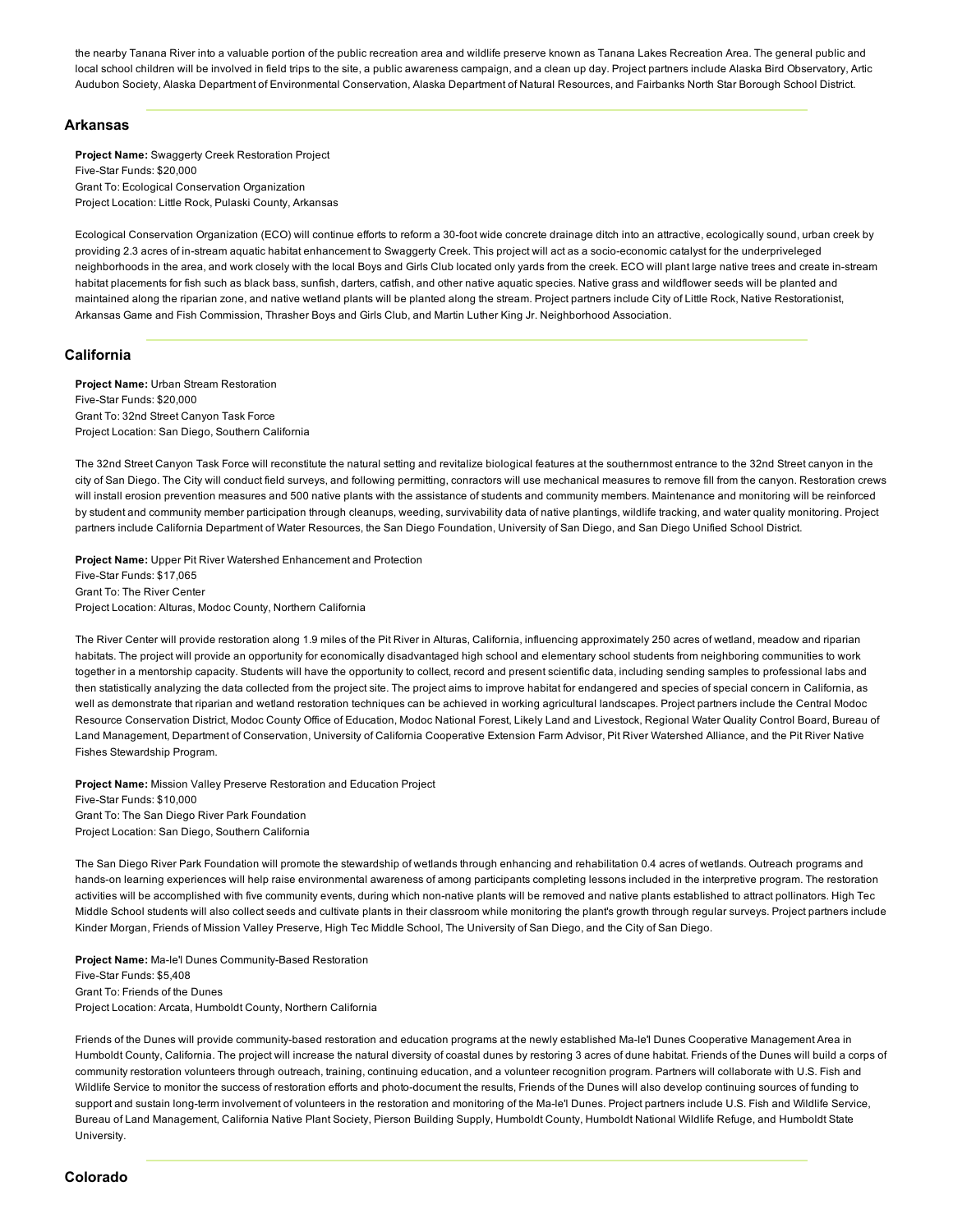the nearby Tanana River into a valuable portion of the public recreation area and wildlife preserve known as Tanana Lakes Recreation Area. The general public and local school children will be involved in field trips to the site, a public awareness campaign, and a clean up day. Project partners include Alaska Bird Observatory, Artic Audubon Society, Alaska Department of Environmental Conservation, Alaska Department of Natural Resources, and Fairbanks North Star Borough School District.

## Arkansas

**Project Name:** Swaggerty Creek Restoration Project
Five-Star Funds: $20,000
Grant To: Ecological Conservation Organization
Project Location: Little Rock, Pulaski County, Arkansas

Ecological Conservation Organization (ECO) will continue efforts to reform a 30-foot wide concrete drainage ditch into an attractive, ecologically sound, urban creek by providing 2.3 acres of in-stream aquatic habitat enhancement to Swaggerty Creek. This project will act as a socio-economic catalyst for the underpriveleged neighborhoods in the area, and work closely with the local Boys and Girls Club located only yards from the creek. ECO will plant large native trees and create in-stream habitat placements for fish such as black bass, sunfish, darters, catfish, and other native aquatic species. Native grass and wildflower seeds will be planted and maintained along the riparian zone, and native wetland plants will be planted along the stream. Project partners include City of Little Rock, Native Restorationist, Arkansas Game and Fish Commission, Thrasher Boys and Girls Club, and Martin Luther King Jr. Neighborhood Association.

## California

**Project Name:** Urban Stream Restoration
Five-Star Funds: $20,000
Grant To: 32nd Street Canyon Task Force
Project Location: San Diego, Southern California

The 32nd Street Canyon Task Force will reconstitute the natural setting and revitalize biological features at the southernmost entrance to the 32nd Street canyon in the city of San Diego. The City will conduct field surveys, and following permitting, conractors will use mechanical measures to remove fill from the canyon. Restoration crews will install erosion prevention measures and 500 native plants with the assistance of students and community members. Maintenance and monitoring will be reinforced by student and community member participation through cleanups, weeding, survivability data of native plantings, wildlife tracking, and water quality monitoring. Project partners include California Department of Water Resources, the San Diego Foundation, University of San Diego, and San Diego Unified School District.

**Project Name:** Upper Pit River Watershed Enhancement and Protection
Five-Star Funds: $17,065
Grant To: The River Center
Project Location: Alturas, Modoc County, Northern California

The River Center will provide restoration along 1.9 miles of the Pit River in Alturas, California, influencing approximately 250 acres of wetland, meadow and riparian habitats. The project will provide an opportunity for economically disadvantaged high school and elementary school students from neighboring communities to work together in a mentorship capacity. Students will have the opportunity to collect, record and present scientific data, including sending samples to professional labs and then statistically analyzing the data collected from the project site. The project aims to improve habitat for endangered and species of special concern in California, as well as demonstrate that riparian and wetland restoration techniques can be achieved in working agricultural landscapes. Project partners include the Central Modoc Resource Conservation District, Modoc County Office of Education, Modoc National Forest, Likely Land and Livestock, Regional Water Quality Control Board, Bureau of Land Management, Department of Conservation, University of California Cooperative Extension Farm Advisor, Pit River Watershed Alliance, and the Pit River Native Fishes Stewardship Program.

**Project Name:** Mission Valley Preserve Restoration and Education Project
Five-Star Funds: $10,000
Grant To: The San Diego River Park Foundation
Project Location: San Diego, Southern California

The San Diego River Park Foundation will promote the stewardship of wetlands through enhancing and rehabilitation 0.4 acres of wetlands. Outreach programs and hands-on learning experiences will help raise environmental awareness of among participants completing lessons included in the interpretive program. The restoration activities will be accomplished with five community events, during which non-native plants will be removed and native plants established to attract pollinators. High Tec Middle School students will also collect seeds and cultivate plants in their classroom while monitoring the plant's growth through regular surveys. Project partners include Kinder Morgan, Friends of Mission Valley Preserve, High Tec Middle School, The University of San Diego, and the City of San Diego.

**Project Name:** Ma-le'l Dunes Community-Based Restoration
Five-Star Funds: $5,408
Grant To: Friends of the Dunes
Project Location: Arcata, Humboldt County, Northern California

Friends of the Dunes will provide community-based restoration and education programs at the newly established Ma-le'l Dunes Cooperative Management Area in Humboldt County, California. The project will increase the natural diversity of coastal dunes by restoring 3 acres of dune habitat. Friends of the Dunes will build a corps of community restoration volunteers through outreach, training, continuing education, and a volunteer recognition program. Partners will collaborate with U.S. Fish and Wildlife Service to monitor the success of restoration efforts and photo-document the results, Friends of the Dunes will also develop continuing sources of funding to support and sustain long-term involvement of volunteers in the restoration and monitoring of the Ma-le'l Dunes. Project partners include U.S. Fish and Wildlife Service, Bureau of Land Management, California Native Plant Society, Pierson Building Supply, Humboldt County, Humboldt National Wildlife Refuge, and Humboldt State University.

## Colorado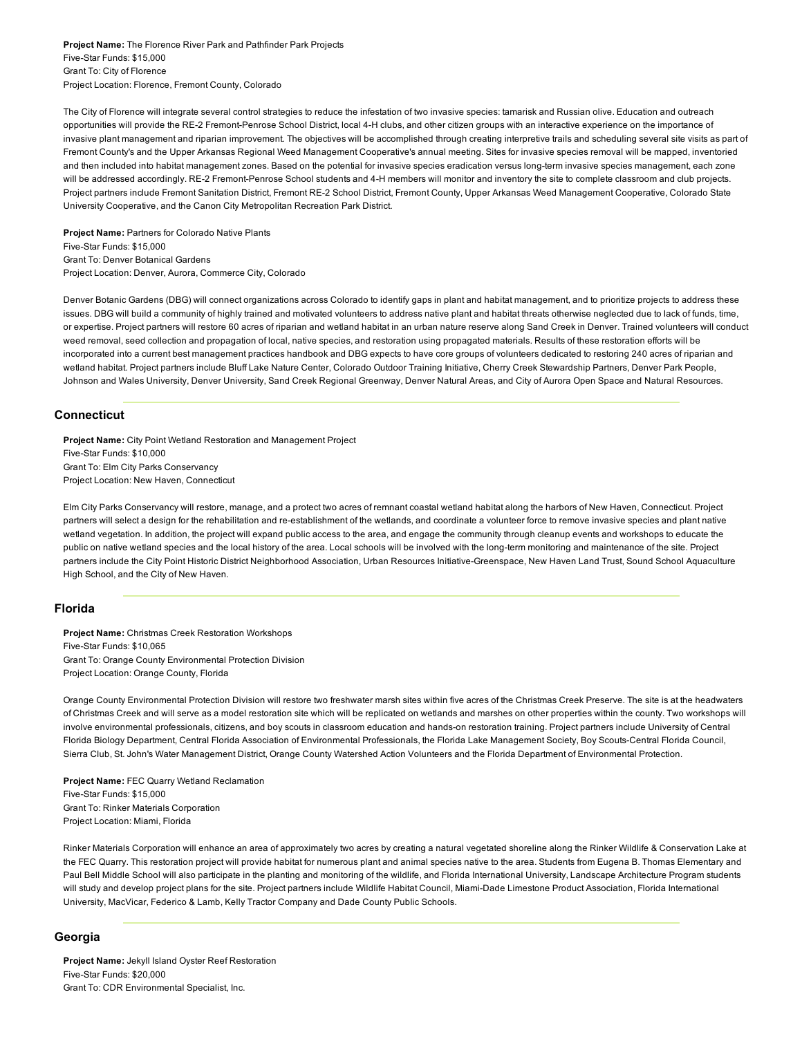**Project Name:** The Florence River Park and Pathfinder Park Projects
Five-Star Funds: $15,000
Grant To: City of Florence
Project Location: Florence, Fremont County, Colorado

The City of Florence will integrate several control strategies to reduce the infestation of two invasive species: tamarisk and Russian olive. Education and outreach opportunities will provide the RE-2 Fremont-Penrose School District, local 4-H clubs, and other citizen groups with an interactive experience on the importance of invasive plant management and riparian improvement. The objectives will be accomplished through creating interpretive trails and scheduling several site visits as part of Fremont County's and the Upper Arkansas Regional Weed Management Cooperative's annual meeting. Sites for invasive species removal will be mapped, inventoried and then included into habitat management zones. Based on the potential for invasive species eradication versus long-term invasive species management, each zone will be addressed accordingly. RE-2 Fremont-Penrose School students and 4-H members will monitor and inventory the site to complete classroom and club projects. Project partners include Fremont Sanitation District, Fremont RE-2 School District, Fremont County, Upper Arkansas Weed Management Cooperative, Colorado State University Cooperative, and the Canon City Metropolitan Recreation Park District.

**Project Name:** Partners for Colorado Native Plants
Five-Star Funds: $15,000
Grant To: Denver Botanical Gardens
Project Location: Denver, Aurora, Commerce City, Colorado

Denver Botanic Gardens (DBG) will connect organizations across Colorado to identify gaps in plant and habitat management, and to prioritize projects to address these issues. DBG will build a community of highly trained and motivated volunteers to address native plant and habitat threats otherwise neglected due to lack of funds, time, or expertise. Project partners will restore 60 acres of riparian and wetland habitat in an urban nature reserve along Sand Creek in Denver. Trained volunteers will conduct weed removal, seed collection and propagation of local, native species, and restoration using propagated materials. Results of these restoration efforts will be incorporated into a current best management practices handbook and DBG expects to have core groups of volunteers dedicated to restoring 240 acres of riparian and wetland habitat. Project partners include Bluff Lake Nature Center, Colorado Outdoor Training Initiative, Cherry Creek Stewardship Partners, Denver Park People, Johnson and Wales University, Denver University, Sand Creek Regional Greenway, Denver Natural Areas, and City of Aurora Open Space and Natural Resources.

## Connecticut

**Project Name:** City Point Wetland Restoration and Management Project
Five-Star Funds: $10,000
Grant To: Elm City Parks Conservancy
Project Location: New Haven, Connecticut

Elm City Parks Conservancy will restore, manage, and a protect two acres of remnant coastal wetland habitat along the harbors of New Haven, Connecticut. Project partners will select a design for the rehabilitation and re-establishment of the wetlands, and coordinate a volunteer force to remove invasive species and plant native wetland vegetation. In addition, the project will expand public access to the area, and engage the community through cleanup events and workshops to educate the public on native wetland species and the local history of the area. Local schools will be involved with the long-term monitoring and maintenance of the site. Project partners include the City Point Historic District Neighborhood Association, Urban Resources Initiative-Greenspace, New Haven Land Trust, Sound School Aquaculture High School, and the City of New Haven.

## Florida

**Project Name:** Christmas Creek Restoration Workshops
Five-Star Funds: $10,065
Grant To: Orange County Environmental Protection Division
Project Location: Orange County, Florida

Orange County Environmental Protection Division will restore two freshwater marsh sites within five acres of the Christmas Creek Preserve. The site is at the headwaters of Christmas Creek and will serve as a model restoration site which will be replicated on wetlands and marshes on other properties within the county. Two workshops will involve environmental professionals, citizens, and boy scouts in classroom education and hands-on restoration training. Project partners include University of Central Florida Biology Department, Central Florida Association of Environmental Professionals, the Florida Lake Management Society, Boy Scouts-Central Florida Council, Sierra Club, St. John's Water Management District, Orange County Watershed Action Volunteers and the Florida Department of Environmental Protection.

**Project Name:** FEC Quarry Wetland Reclamation
Five-Star Funds: $15,000
Grant To: Rinker Materials Corporation
Project Location: Miami, Florida

Rinker Materials Corporation will enhance an area of approximately two acres by creating a natural vegetated shoreline along the Rinker Wildlife & Conservation Lake at the FEC Quarry. This restoration project will provide habitat for numerous plant and animal species native to the area. Students from Eugena B. Thomas Elementary and Paul Bell Middle School will also participate in the planting and monitoring of the wildlife, and Florida International University, Landscape Architecture Program students will study and develop project plans for the site. Project partners include Wildlife Habitat Council, Miami-Dade Limestone Product Association, Florida International University, MacVicar, Federico & Lamb, Kelly Tractor Company and Dade County Public Schools.

## Georgia

**Project Name:** Jekyll Island Oyster Reef Restoration
Five-Star Funds: $20,000
Grant To: CDR Environmental Specialist, Inc.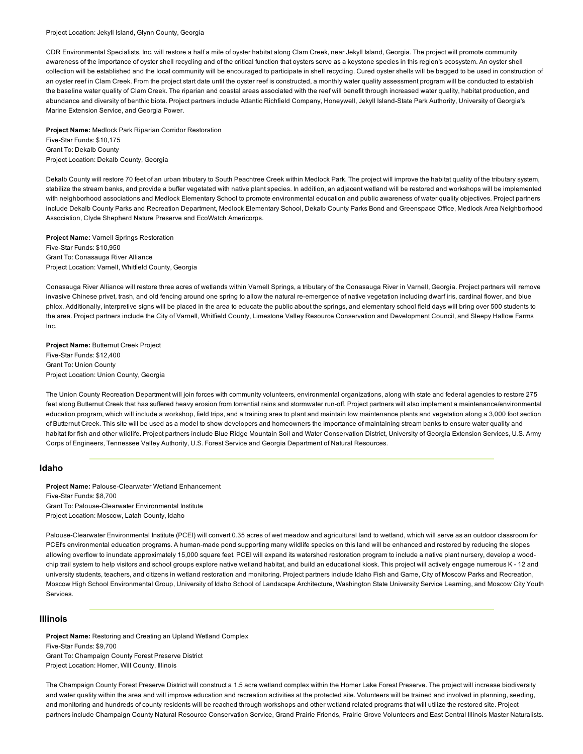Project Location: Jekyll Island, Glynn County, Georgia

CDR Environmental Specialists, Inc. will restore a half a mile of oyster habitat along Clam Creek, near Jekyll Island, Georgia. The project will promote community awareness of the importance of oyster shell recycling and of the critical function that oysters serve as a keystone species in this region's ecosystem. An oyster shell collection will be established and the local community will be encouraged to participate in shell recycling. Cured oyster shells will be bagged to be used in construction of an oyster reef in Clam Creek. From the project start date until the oyster reef is constructed, a monthly water quality assessment program will be conducted to establish the baseline water quality of Clam Creek. The riparian and coastal areas associated with the reef will benefit through increased water quality, habitat production, and abundance and diversity of benthic biota. Project partners include Atlantic Richfield Company, Honeywell, Jekyll Island-State Park Authority, University of Georgia's Marine Extension Service, and Georgia Power.

**Project Name:** Medlock Park Riparian Corridor Restoration
Five-Star Funds: $10,175
Grant To: Dekalb County
Project Location: Dekalb County, Georgia

Dekalb County will restore 70 feet of an urban tributary to South Peachtree Creek within Medlock Park. The project will improve the habitat quality of the tributary system, stabilize the stream banks, and provide a buffer vegetated with native plant species. In addition, an adjacent wetland will be restored and workshops will be implemented with neighborhood associations and Medlock Elementary School to promote environmental education and public awareness of water quality objectives. Project partners include Dekalb County Parks and Recreation Department, Medlock Elementary School, Dekalb County Parks Bond and Greenspace Office, Medlock Area Neighborhood Association, Clyde Shepherd Nature Preserve and EcoWatch Americorps.

**Project Name:** Varnell Springs Restoration
Five-Star Funds: $10,950
Grant To: Conasauga River Alliance
Project Location: Varnell, Whitfield County, Georgia

Conasauga River Alliance will restore three acres of wetlands within Varnell Springs, a tributary of the Conasauga River in Varnell, Georgia. Project partners will remove invasive Chinese privet, trash, and old fencing around one spring to allow the natural re-emergence of native vegetation including dwarf iris, cardinal flower, and blue phlox. Additionally, interpretive signs will be placed in the area to educate the public about the springs, and elementary school field days will bring over 500 students to the area. Project partners include the City of Varnell, Whitfield County, Limestone Valley Resource Conservation and Development Council, and Sleepy Hallow Farms Inc.

**Project Name:** Butternut Creek Project
Five-Star Funds: $12,400
Grant To: Union County
Project Location: Union County, Georgia

The Union County Recreation Department will join forces with community volunteers, environmental organizations, along with state and federal agencies to restore 275 feet along Butternut Creek that has suffered heavy erosion from torrential rains and stormwater run-off. Project partners will also implement a maintenance/environmental education program, which will include a workshop, field trips, and a training area to plant and maintain low maintenance plants and vegetation along a 3,000 foot section of Butternut Creek. This site will be used as a model to show developers and homeowners the importance of maintaining stream banks to ensure water quality and habitat for fish and other wildlife. Project partners include Blue Ridge Mountain Soil and Water Conservation District, University of Georgia Extension Services, U.S. Army Corps of Engineers, Tennessee Valley Authority, U.S. Forest Service and Georgia Department of Natural Resources.

## Idaho

**Project Name:** Palouse-Clearwater Wetland Enhancement
Five-Star Funds: $8,700
Grant To: Palouse-Clearwater Environmental Institute
Project Location: Moscow, Latah County, Idaho

Palouse-Clearwater Environmental Institute (PCEI) will convert 0.35 acres of wet meadow and agricultural land to wetland, which will serve as an outdoor classroom for PCEI's environmental education programs. A human-made pond supporting many wildlife species on this land will be enhanced and restored by reducing the slopes allowing overflow to inundate approximately 15,000 square feet. PCEI will expand its watershed restoration program to include a native plant nursery, develop a wood-chip trail system to help visitors and school groups explore native wetland habitat, and build an educational kiosk. This project will actively engage numerous K - 12 and university students, teachers, and citizens in wetland restoration and monitoring. Project partners include Idaho Fish and Game, City of Moscow Parks and Recreation, Moscow High School Environmental Group, University of Idaho School of Landscape Architecture, Washington State University Service Learning, and Moscow City Youth Services.

## Illinois

**Project Name:** Restoring and Creating an Upland Wetland Complex
Five-Star Funds: $9,700
Grant To: Champaign County Forest Preserve District
Project Location: Homer, Will County, Illinois

The Champaign County Forest Preserve District will construct a 1.5 acre wetland complex within the Homer Lake Forest Preserve. The project will increase biodiversity and water quality within the area and will improve education and recreation activities at the protected site. Volunteers will be trained and involved in planning, seeding, and monitoring and hundreds of county residents will be reached through workshops and other wetland related programs that will utilize the restored site. Project partners include Champaign County Natural Resource Conservation Service, Grand Prairie Friends, Prairie Grove Volunteers and East Central Illinois Master Naturalists.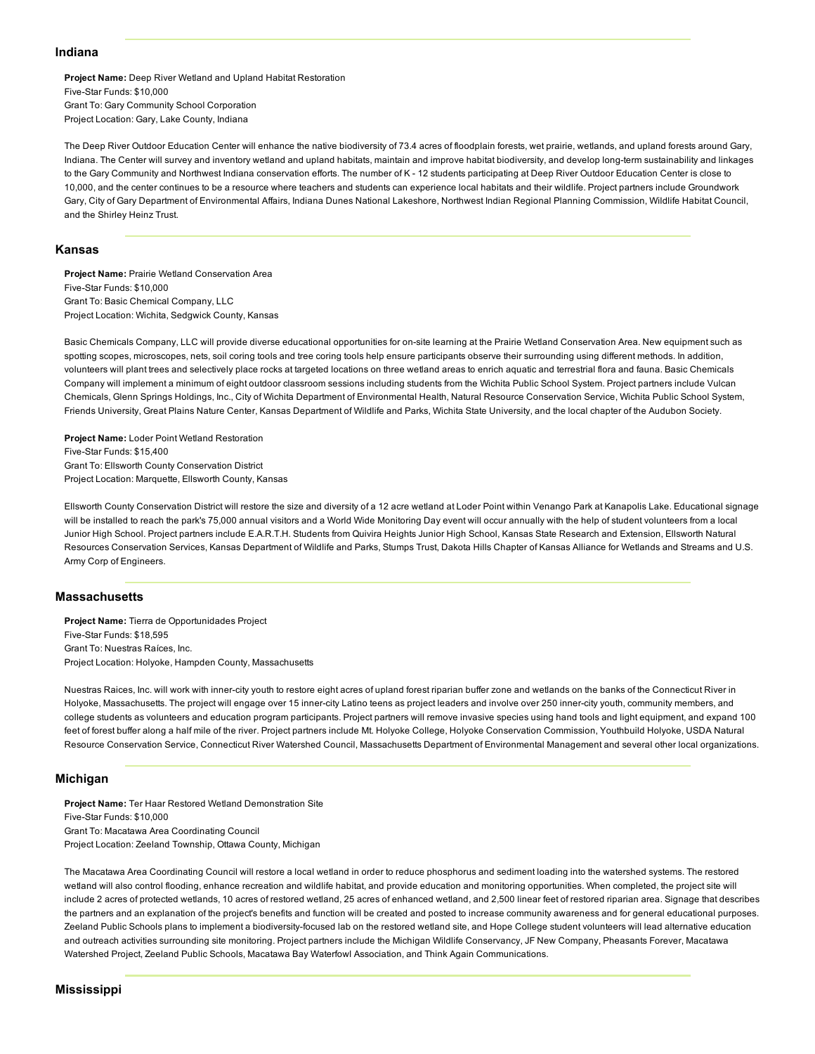## Indiana

**Project Name:** Deep River Wetland and Upland Habitat Restoration
Five-Star Funds: $10,000
Grant To: Gary Community School Corporation
Project Location: Gary, Lake County, Indiana

The Deep River Outdoor Education Center will enhance the native biodiversity of 73.4 acres of floodplain forests, wet prairie, wetlands, and upland forests around Gary, Indiana. The Center will survey and inventory wetland and upland habitats, maintain and improve habitat biodiversity, and develop long-term sustainability and linkages to the Gary Community and Northwest Indiana conservation efforts. The number of K - 12 students participating at Deep River Outdoor Education Center is close to 10,000, and the center continues to be a resource where teachers and students can experience local habitats and their wildlife. Project partners include Groundwork Gary, City of Gary Department of Environmental Affairs, Indiana Dunes National Lakeshore, Northwest Indian Regional Planning Commission, Wildlife Habitat Council, and the Shirley Heinz Trust.

## Kansas

**Project Name:** Prairie Wetland Conservation Area
Five-Star Funds: $10,000
Grant To: Basic Chemical Company, LLC
Project Location: Wichita, Sedgwick County, Kansas

Basic Chemicals Company, LLC will provide diverse educational opportunities for on-site learning at the Prairie Wetland Conservation Area. New equipment such as spotting scopes, microscopes, nets, soil coring tools and tree coring tools help ensure participants observe their surrounding using different methods. In addition, volunteers will plant trees and selectively place rocks at targeted locations on three wetland areas to enrich aquatic and terrestrial flora and fauna. Basic Chemicals Company will implement a minimum of eight outdoor classroom sessions including students from the Wichita Public School System. Project partners include Vulcan Chemicals, Glenn Springs Holdings, Inc., City of Wichita Department of Environmental Health, Natural Resource Conservation Service, Wichita Public School System, Friends University, Great Plains Nature Center, Kansas Department of Wildlife and Parks, Wichita State University, and the local chapter of the Audubon Society.

**Project Name:** Loder Point Wetland Restoration
Five-Star Funds: $15,400
Grant To: Ellsworth County Conservation District
Project Location: Marquette, Ellsworth County, Kansas

Ellsworth County Conservation District will restore the size and diversity of a 12 acre wetland at Loder Point within Venango Park at Kanapolis Lake. Educational signage will be installed to reach the park's 75,000 annual visitors and a World Wide Monitoring Day event will occur annually with the help of student volunteers from a local Junior High School. Project partners include E.A.R.T.H. Students from Quivira Heights Junior High School, Kansas State Research and Extension, Ellsworth Natural Resources Conservation Services, Kansas Department of Wildlife and Parks, Stumps Trust, Dakota Hills Chapter of Kansas Alliance for Wetlands and Streams and U.S. Army Corp of Engineers.

## Massachusetts

**Project Name:** Tierra de Opportunidades Project
Five-Star Funds: $18,595
Grant To: Nuestras Raíces, Inc.
Project Location: Holyoke, Hampden County, Massachusetts

Nuestras Raices, Inc. will work with inner-city youth to restore eight acres of upland forest riparian buffer zone and wetlands on the banks of the Connecticut River in Holyoke, Massachusetts. The project will engage over 15 inner-city Latino teens as project leaders and involve over 250 inner-city youth, community members, and college students as volunteers and education program participants. Project partners will remove invasive species using hand tools and light equipment, and expand 100 feet of forest buffer along a half mile of the river. Project partners include Mt. Holyoke College, Holyoke Conservation Commission, Youthbuild Holyoke, USDA Natural Resource Conservation Service, Connecticut River Watershed Council, Massachusetts Department of Environmental Management and several other local organizations.

## Michigan

**Project Name:** Ter Haar Restored Wetland Demonstration Site
Five-Star Funds: $10,000
Grant To: Macatawa Area Coordinating Council
Project Location: Zeeland Township, Ottawa County, Michigan

The Macatawa Area Coordinating Council will restore a local wetland in order to reduce phosphorus and sediment loading into the watershed systems. The restored wetland will also control flooding, enhance recreation and wildlife habitat, and provide education and monitoring opportunities. When completed, the project site will include 2 acres of protected wetlands, 10 acres of restored wetland, 25 acres of enhanced wetland, and 2,500 linear feet of restored riparian area. Signage that describes the partners and an explanation of the project's benefits and function will be created and posted to increase community awareness and for general educational purposes. Zeeland Public Schools plans to implement a biodiversity-focused lab on the restored wetland site, and Hope College student volunteers will lead alternative education and outreach activities surrounding site monitoring. Project partners include the Michigan Wildlife Conservancy, JF New Company, Pheasants Forever, Macatawa Watershed Project, Zeeland Public Schools, Macatawa Bay Waterfowl Association, and Think Again Communications.

## Mississippi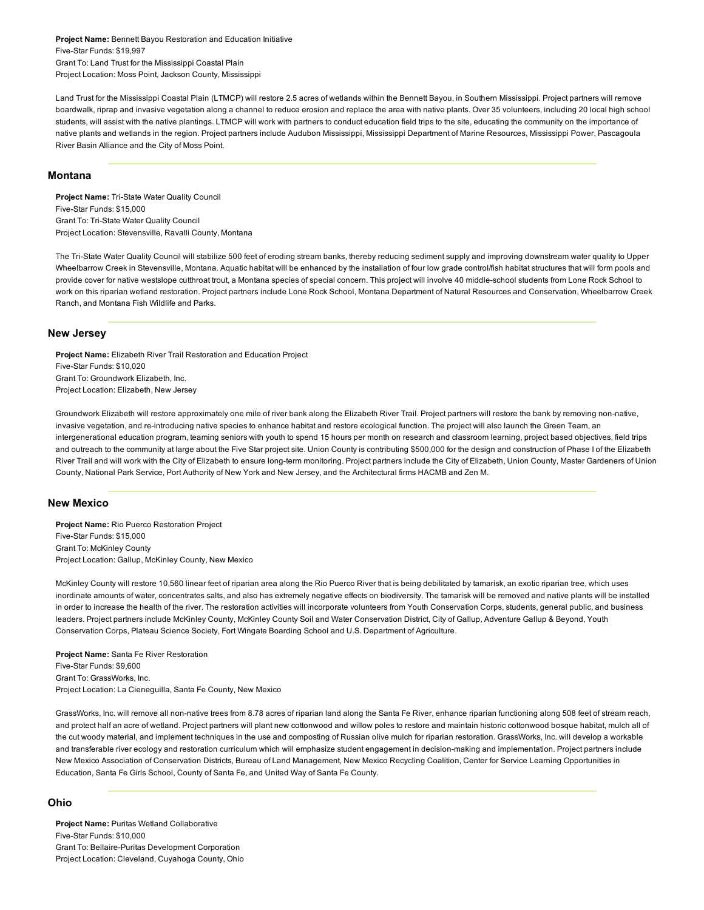**Project Name:** Bennett Bayou Restoration and Education Initiative
Five-Star Funds: $19,997
Grant To: Land Trust for the Mississippi Coastal Plain
Project Location: Moss Point, Jackson County, Mississippi

Land Trust for the Mississippi Coastal Plain (LTMCP) will restore 2.5 acres of wetlands within the Bennett Bayou, in Southern Mississippi. Project partners will remove boardwalk, riprap and invasive vegetation along a channel to reduce erosion and replace the area with native plants. Over 35 volunteers, including 20 local high school students, will assist with the native plantings. LTMCP will work with partners to conduct education field trips to the site, educating the community on the importance of native plants and wetlands in the region. Project partners include Audubon Mississippi, Mississippi Department of Marine Resources, Mississippi Power, Pascagoula River Basin Alliance and the City of Moss Point.

## Montana

**Project Name:** Tri-State Water Quality Council
Five-Star Funds: $15,000
Grant To: Tri-State Water Quality Council
Project Location: Stevensville, Ravalli County, Montana

The Tri-State Water Quality Council will stabilize 500 feet of eroding stream banks, thereby reducing sediment supply and improving downstream water quality to Upper Wheelbarrow Creek in Stevensville, Montana. Aquatic habitat will be enhanced by the installation of four low grade control/fish habitat structures that will form pools and provide cover for native westslope cutthroat trout, a Montana species of special concern. This project will involve 40 middle-school students from Lone Rock School to work on this riparian wetland restoration. Project partners include Lone Rock School, Montana Department of Natural Resources and Conservation, Wheelbarrow Creek Ranch, and Montana Fish Wildlife and Parks.

## New Jersey

**Project Name:** Elizabeth River Trail Restoration and Education Project
Five-Star Funds: $10,020
Grant To: Groundwork Elizabeth, Inc.
Project Location: Elizabeth, New Jersey

Groundwork Elizabeth will restore approximately one mile of river bank along the Elizabeth River Trail. Project partners will restore the bank by removing non-native, invasive vegetation, and re-introducing native species to enhance habitat and restore ecological function. The project will also launch the Green Team, an intergenerational education program, teaming seniors with youth to spend 15 hours per month on research and classroom learning, project based objectives, field trips and outreach to the community at large about the Five Star project site. Union County is contributing $500,000 for the design and construction of Phase I of the Elizabeth River Trail and will work with the City of Elizabeth to ensure long-term monitoring. Project partners include the City of Elizabeth, Union County, Master Gardeners of Union County, National Park Service, Port Authority of New York and New Jersey, and the Architectural firms HACMB and Zen M.

## New Mexico

**Project Name:** Rio Puerco Restoration Project
Five-Star Funds: $15,000
Grant To: McKinley County
Project Location: Gallup, McKinley County, New Mexico

McKinley County will restore 10,560 linear feet of riparian area along the Rio Puerco River that is being debilitated by tamarisk, an exotic riparian tree, which uses inordinate amounts of water, concentrates salts, and also has extremely negative effects on biodiversity. The tamarisk will be removed and native plants will be installed in order to increase the health of the river. The restoration activities will incorporate volunteers from Youth Conservation Corps, students, general public, and business leaders. Project partners include McKinley County, McKinley County Soil and Water Conservation District, City of Gallup, Adventure Gallup & Beyond, Youth Conservation Corps, Plateau Science Society, Fort Wingate Boarding School and U.S. Department of Agriculture.

**Project Name:** Santa Fe River Restoration
Five-Star Funds: $9,600
Grant To: GrassWorks, Inc.
Project Location: La Cieneguilla, Santa Fe County, New Mexico

GrassWorks, Inc. will remove all non-native trees from 8.78 acres of riparian land along the Santa Fe River, enhance riparian functioning along 508 feet of stream reach, and protect half an acre of wetland. Project partners will plant new cottonwood and willow poles to restore and maintain historic cottonwood bosque habitat, mulch all of the cut woody material, and implement techniques in the use and composting of Russian olive mulch for riparian restoration. GrassWorks, Inc. will develop a workable and transferable river ecology and restoration curriculum which will emphasize student engagement in decision-making and implementation. Project partners include New Mexico Association of Conservation Districts, Bureau of Land Management, New Mexico Recycling Coalition, Center for Service Learning Opportunities in Education, Santa Fe Girls School, County of Santa Fe, and United Way of Santa Fe County.

## Ohio

**Project Name:** Puritas Wetland Collaborative
Five-Star Funds: $10,000
Grant To: Bellaire-Puritas Development Corporation
Project Location: Cleveland, Cuyahoga County, Ohio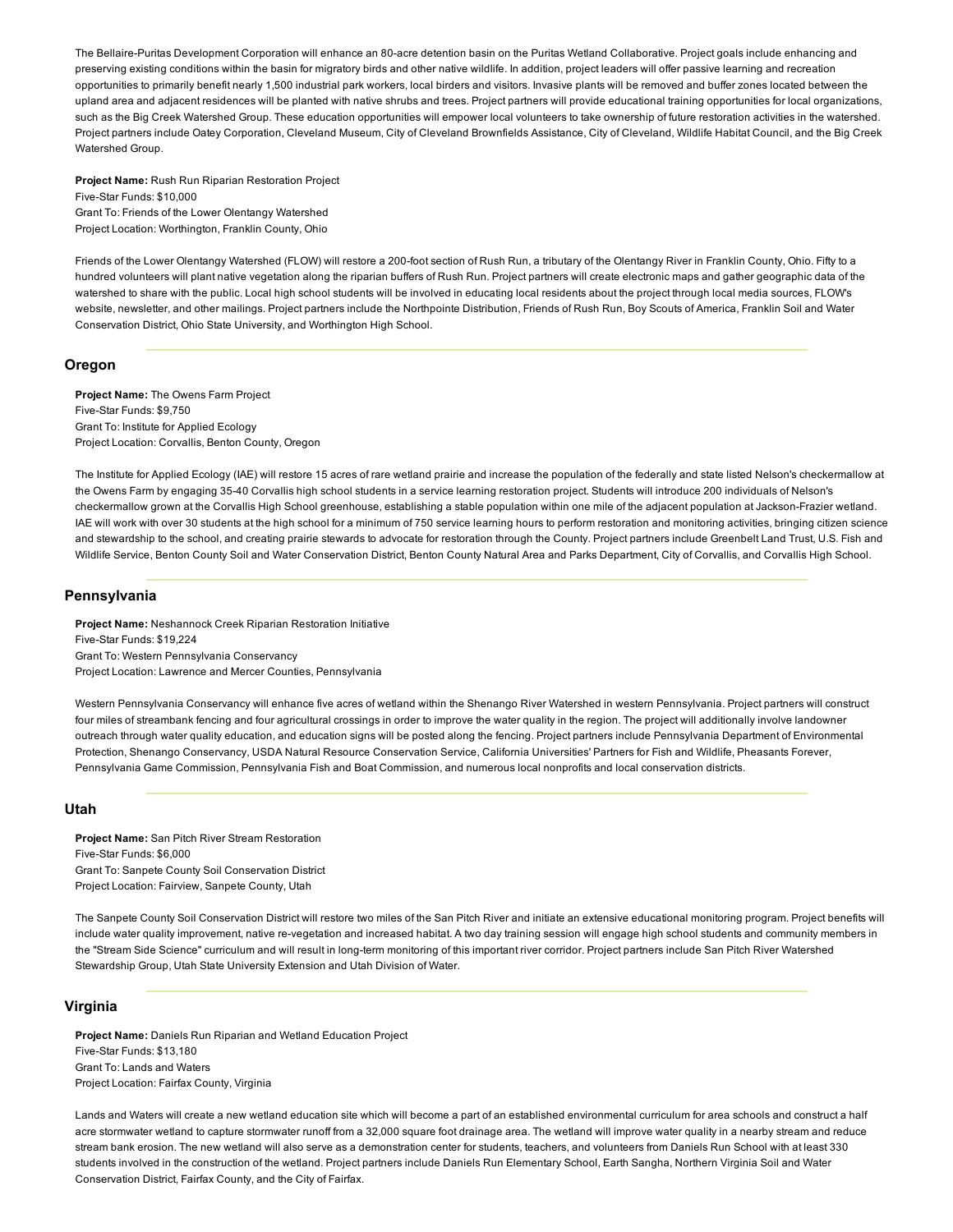The Bellaire-Puritas Development Corporation will enhance an 80-acre detention basin on the Puritas Wetland Collaborative. Project goals include enhancing and preserving existing conditions within the basin for migratory birds and other native wildlife. In addition, project leaders will offer passive learning and recreation opportunities to primarily benefit nearly 1,500 industrial park workers, local birders and visitors. Invasive plants will be removed and buffer zones located between the upland area and adjacent residences will be planted with native shrubs and trees. Project partners will provide educational training opportunities for local organizations, such as the Big Creek Watershed Group. These education opportunities will empower local volunteers to take ownership of future restoration activities in the watershed. Project partners include Oatey Corporation, Cleveland Museum, City of Cleveland Brownfields Assistance, City of Cleveland, Wildlife Habitat Council, and the Big Creek Watershed Group.

**Project Name:** Rush Run Riparian Restoration Project
Five-Star Funds: $10,000
Grant To: Friends of the Lower Olentangy Watershed
Project Location: Worthington, Franklin County, Ohio

Friends of the Lower Olentangy Watershed (FLOW) will restore a 200-foot section of Rush Run, a tributary of the Olentangy River in Franklin County, Ohio. Fifty to a hundred volunteers will plant native vegetation along the riparian buffers of Rush Run. Project partners will create electronic maps and gather geographic data of the watershed to share with the public. Local high school students will be involved in educating local residents about the project through local media sources, FLOW's website, newsletter, and other mailings. Project partners include the Northpointe Distribution, Friends of Rush Run, Boy Scouts of America, Franklin Soil and Water Conservation District, Ohio State University, and Worthington High School.

## Oregon

**Project Name:** The Owens Farm Project
Five-Star Funds: $9,750
Grant To: Institute for Applied Ecology
Project Location: Corvallis, Benton County, Oregon

The Institute for Applied Ecology (IAE) will restore 15 acres of rare wetland prairie and increase the population of the federally and state listed Nelson's checkermallow at the Owens Farm by engaging 35-40 Corvallis high school students in a service learning restoration project. Students will introduce 200 individuals of Nelson's checkermallow grown at the Corvallis High School greenhouse, establishing a stable population within one mile of the adjacent population at Jackson-Frazier wetland. IAE will work with over 30 students at the high school for a minimum of 750 service learning hours to perform restoration and monitoring activities, bringing citizen science and stewardship to the school, and creating prairie stewards to advocate for restoration through the County. Project partners include Greenbelt Land Trust, U.S. Fish and Wildlife Service, Benton County Soil and Water Conservation District, Benton County Natural Area and Parks Department, City of Corvallis, and Corvallis High School.

## Pennsylvania

**Project Name:** Neshannock Creek Riparian Restoration Initiative
Five-Star Funds: $19,224
Grant To: Western Pennsylvania Conservancy
Project Location: Lawrence and Mercer Counties, Pennsylvania

Western Pennsylvania Conservancy will enhance five acres of wetland within the Shenango River Watershed in western Pennsylvania. Project partners will construct four miles of streambank fencing and four agricultural crossings in order to improve the water quality in the region. The project will additionally involve landowner outreach through water quality education, and education signs will be posted along the fencing. Project partners include Pennsylvania Department of Environmental Protection, Shenango Conservancy, USDA Natural Resource Conservation Service, California Universities' Partners for Fish and Wildlife, Pheasants Forever, Pennsylvania Game Commission, Pennsylvania Fish and Boat Commission, and numerous local nonprofits and local conservation districts.

## Utah

**Project Name:** San Pitch River Stream Restoration
Five-Star Funds: $6,000
Grant To: Sanpete County Soil Conservation District
Project Location: Fairview, Sanpete County, Utah

The Sanpete County Soil Conservation District will restore two miles of the San Pitch River and initiate an extensive educational monitoring program. Project benefits will include water quality improvement, native re-vegetation and increased habitat. A two day training session will engage high school students and community members in the "Stream Side Science" curriculum and will result in long-term monitoring of this important river corridor. Project partners include San Pitch River Watershed Stewardship Group, Utah State University Extension and Utah Division of Water.

## Virginia

**Project Name:** Daniels Run Riparian and Wetland Education Project
Five-Star Funds: $13,180
Grant To: Lands and Waters
Project Location: Fairfax County, Virginia

Lands and Waters will create a new wetland education site which will become a part of an established environmental curriculum for area schools and construct a half acre stormwater wetland to capture stormwater runoff from a 32,000 square foot drainage area. The wetland will improve water quality in a nearby stream and reduce stream bank erosion. The new wetland will also serve as a demonstration center for students, teachers, and volunteers from Daniels Run School with at least 330 students involved in the construction of the wetland. Project partners include Daniels Run Elementary School, Earth Sangha, Northern Virginia Soil and Water Conservation District, Fairfax County, and the City of Fairfax.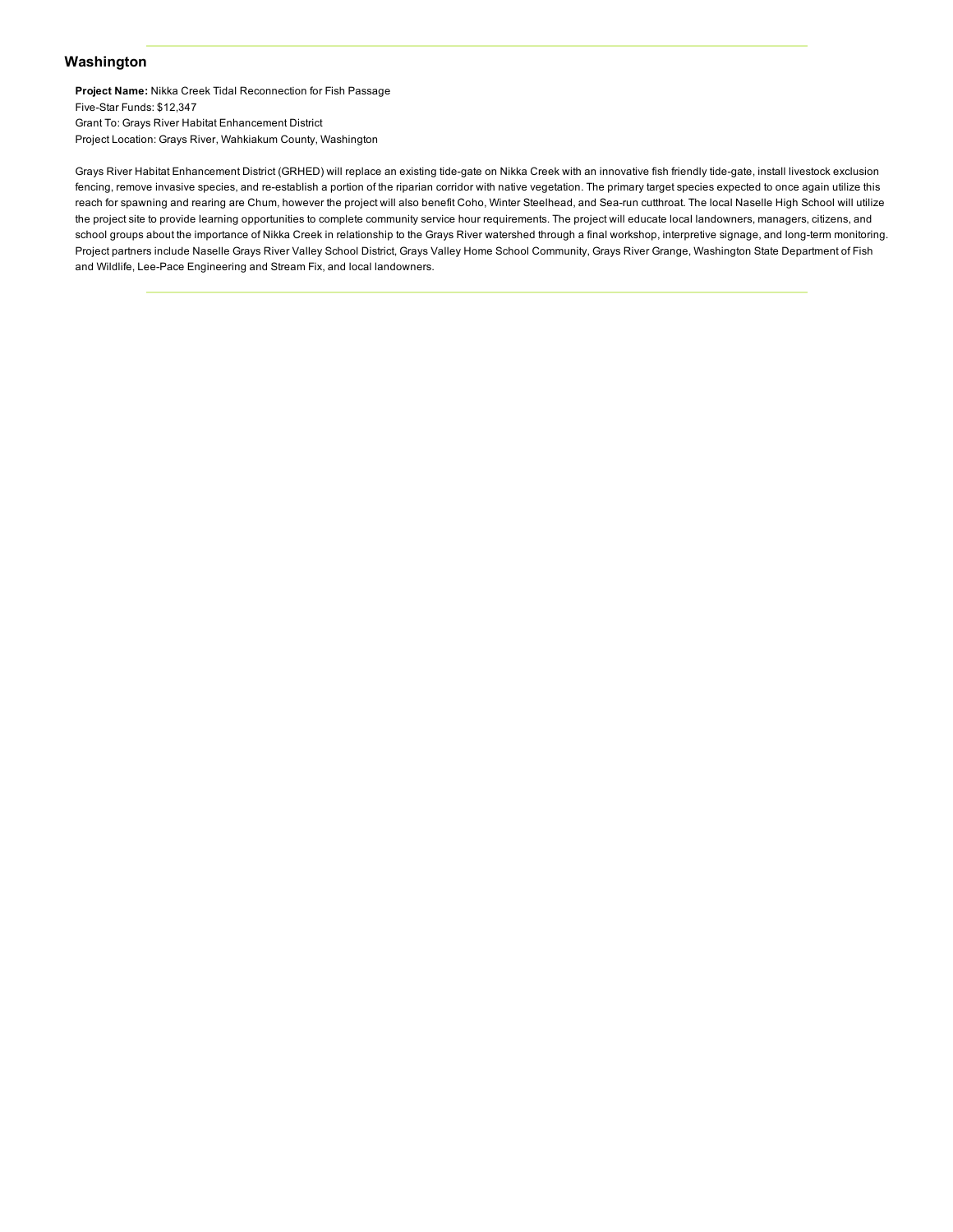## Washington

**Project Name:** Nikka Creek Tidal Reconnection for Fish Passage
Five-Star Funds: $12,347
Grant To: Grays River Habitat Enhancement District
Project Location: Grays River, Wahkiakum County, Washington

Grays River Habitat Enhancement District (GRHED) will replace an existing tide-gate on Nikka Creek with an innovative fish friendly tide-gate, install livestock exclusion fencing, remove invasive species, and re-establish a portion of the riparian corridor with native vegetation. The primary target species expected to once again utilize this reach for spawning and rearing are Chum, however the project will also benefit Coho, Winter Steelhead, and Sea-run cutthroat. The local Naselle High School will utilize the project site to provide learning opportunities to complete community service hour requirements. The project will educate local landowners, managers, citizens, and school groups about the importance of Nikka Creek in relationship to the Grays River watershed through a final workshop, interpretive signage, and long-term monitoring. Project partners include Naselle Grays River Valley School District, Grays Valley Home School Community, Grays River Grange, Washington State Department of Fish and Wildlife, Lee-Pace Engineering and Stream Fix, and local landowners.